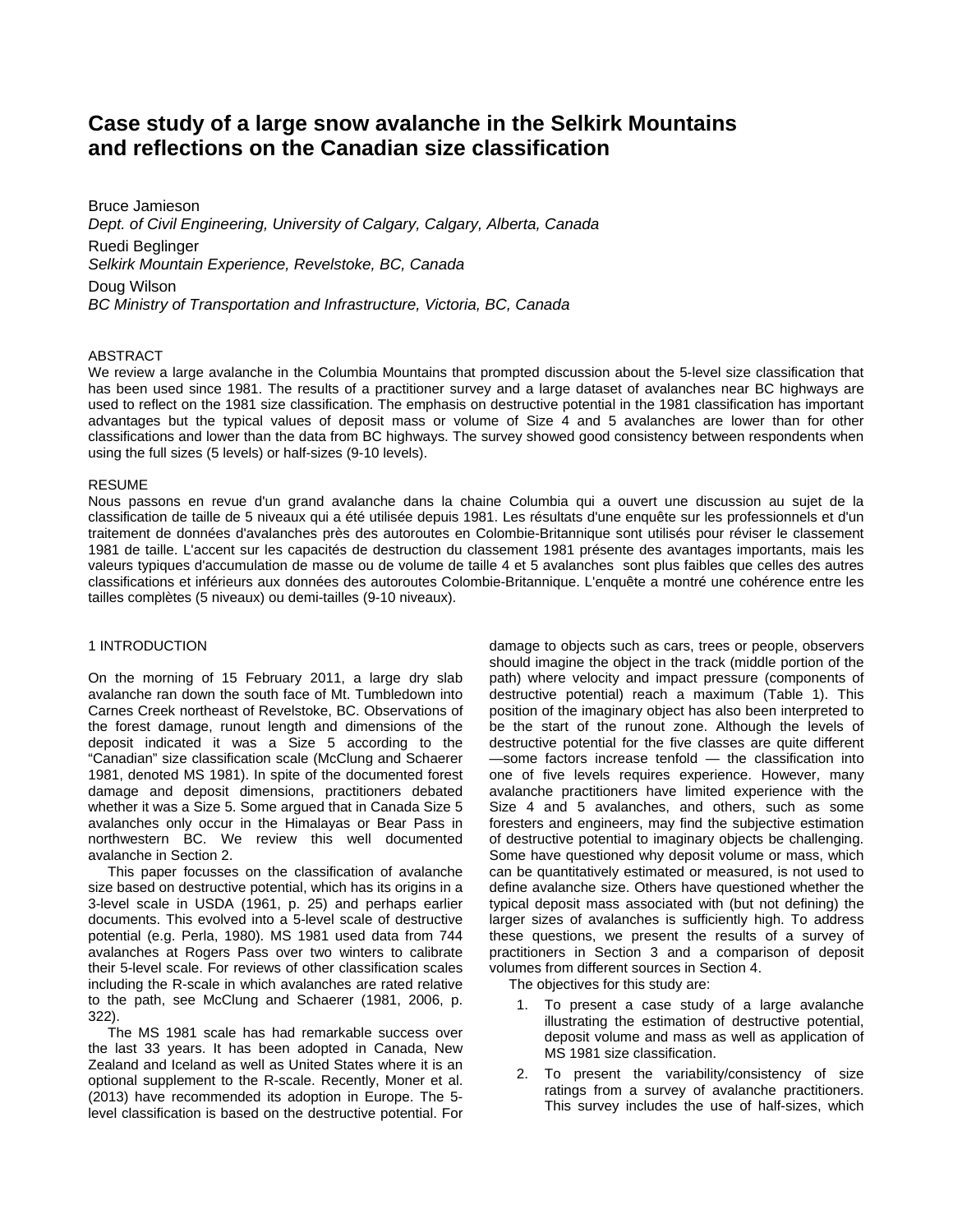# Case study of a large snow avalanche in the Selkirk Mountains and reflections on the Canadian size classification

Bruce Jamieson
*Dept. of Civil Engineering, University of Calgary, Calgary, Alberta, Canada*

Ruedi Beglinger
*Selkirk Mountain Experience, Revelstoke, BC, Canada*

Doug Wilson
*BC Ministry of Transportation and Infrastructure, Victoria, BC, Canada*

ABSTRACT

We review a large avalanche in the Columbia Mountains that prompted discussion about the 5-level size classification that has been used since 1981. The results of a practitioner survey and a large dataset of avalanches near BC highways are used to reflect on the 1981 size classification. The emphasis on destructive potential in the 1981 classification has important advantages but the typical values of deposit mass or volume of Size 4 and 5 avalanches are lower than for other classifications and lower than the data from BC highways. The survey showed good consistency between respondents when using the full sizes (5 levels) or half-sizes (9-10 levels).

RESUME

Nous passons en revue d'un grand avalanche dans la chaine Columbia qui a ouvert une discussion au sujet de la classification de taille de 5 niveaux qui a été utilisée depuis 1981. Les résultats d'une enquête sur les professionnels et d'un traitement de données d'avalanches près des autoroutes en Colombie-Britannique sont utilisés pour réviser le classement 1981 de taille. L'accent sur les capacités de destruction du classement 1981 présente des avantages importants, mais les valeurs typiques d'accumulation de masse ou de volume de taille 4 et 5 avalanches sont plus faibles que celles des autres classifications et inférieurs aux données des autoroutes Colombie-Britannique. L'enquête a montré une cohérence entre les tailles complètes (5 niveaux) ou demi-tailles (9-10 niveaux).

## 1 INTRODUCTION

On the morning of 15 February 2011, a large dry slab avalanche ran down the south face of Mt. Tumbledown into Carnes Creek northeast of Revelstoke, BC. Observations of the forest damage, runout length and dimensions of the deposit indicated it was a Size 5 according to the "Canadian" size classification scale (McClung and Schaerer 1981, denoted MS 1981). In spite of the documented forest damage and deposit dimensions, practitioners debated whether it was a Size 5. Some argued that in Canada Size 5 avalanches only occur in the Himalayas or Bear Pass in northwestern BC. We review this well documented avalanche in Section 2.

This paper focusses on the classification of avalanche size based on destructive potential, which has its origins in a 3-level scale in USDA (1961, p. 25) and perhaps earlier documents. This evolved into a 5-level scale of destructive potential (e.g. Perla, 1980). MS 1981 used data from 744 avalanches at Rogers Pass over two winters to calibrate their 5-level scale. For reviews of other classification scales including the R-scale in which avalanches are rated relative to the path, see McClung and Schaerer (1981, 2006, p. 322).

The MS 1981 scale has had remarkable success over the last 33 years. It has been adopted in Canada, New Zealand and Iceland as well as United States where it is an optional supplement to the R-scale. Recently, Moner et al. (2013) have recommended its adoption in Europe. The 5-level classification is based on the destructive potential. For damage to objects such as cars, trees or people, observers should imagine the object in the track (middle portion of the path) where velocity and impact pressure (components of destructive potential) reach a maximum (Table 1). This position of the imaginary object has also been interpreted to be the start of the runout zone. Although the levels of destructive potential for the five classes are quite different —some factors increase tenfold — the classification into one of five levels requires experience. However, many avalanche practitioners have limited experience with the Size 4 and 5 avalanches, and others, such as some foresters and engineers, may find the subjective estimation of destructive potential to imaginary objects be challenging. Some have questioned why deposit volume or mass, which can be quantitatively estimated or measured, is not used to define avalanche size. Others have questioned whether the typical deposit mass associated with (but not defining) the larger sizes of avalanches is sufficiently high. To address these questions, we present the results of a survey of practitioners in Section 3 and a comparison of deposit volumes from different sources in Section 4.

The objectives for this study are:

1. To present a case study of a large avalanche illustrating the estimation of destructive potential, deposit volume and mass as well as application of MS 1981 size classification.
2. To present the variability/consistency of size ratings from a survey of avalanche practitioners. This survey includes the use of half-sizes, which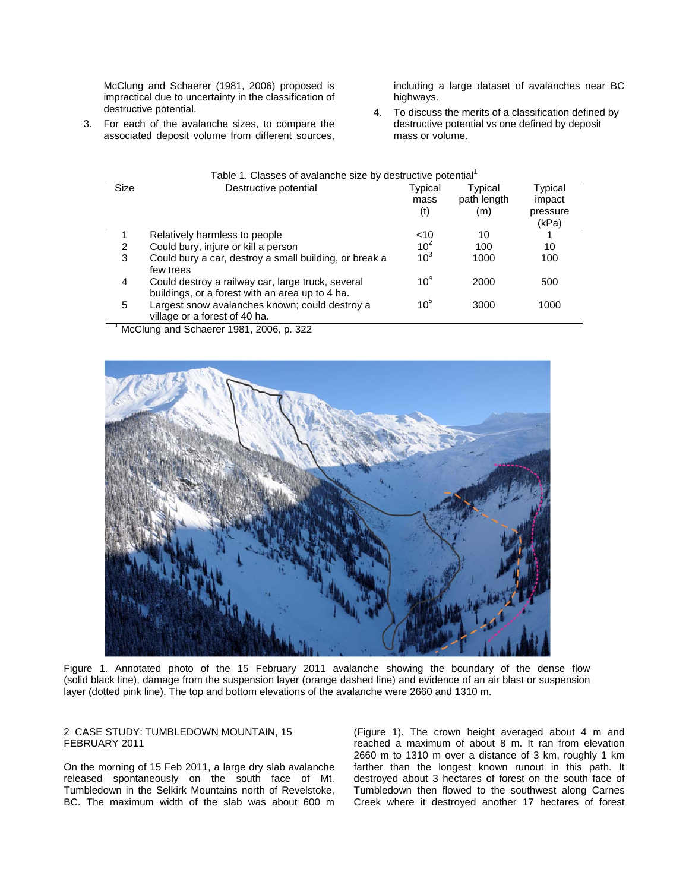McClung and Schaerer (1981, 2006) proposed is impractical due to uncertainty in the classification of destructive potential.

3. For each of the avalanche sizes, to compare the associated deposit volume from different sources, including a large dataset of avalanches near BC highways.
4. To discuss the merits of a classification defined by destructive potential vs one defined by deposit mass or volume.

Table 1. Classes of avalanche size by destructive potential[1]

| Size | Destructive potential | Typical mass (t) | Typical path length (m) | Typical impact pressure (kPa) |
|---|---|---|---|---|
| 1 | Relatively harmless to people | <10 | 10 | 1 |
| 2 | Could bury, injure or kill a person | $10^2$ | 100 | 10 |
| 3 | Could bury a car, destroy a small building, or break a few trees | $10^3$ | 1000 | 100 |
| 4 | Could destroy a railway car, large truck, several buildings, or a forest with an area up to 4 ha. | $10^4$ | 2000 | 500 |
| 5 | Largest snow avalanches known; could destroy a village or a forest of 40 ha. | $10^5$ | 3000 | 1000 |

[1] McClung and Schaerer 1981, 2006, p. 322

Figure 1. Annotated photo of the 15 February 2011 avalanche showing the boundary of the dense flow (solid black line), damage from the suspension layer (orange dashed line) and evidence of an air blast or suspension layer (dotted pink line). The top and bottom elevations of the avalanche were 2660 and 1310 m.

## 2 CASE STUDY: TUMBLEDOWN MOUNTAIN, 15 FEBRUARY 2011

On the morning of 15 Feb 2011, a large dry slab avalanche released spontaneously on the south face of Mt. Tumbledown in the Selkirk Mountains north of Revelstoke, BC. The maximum width of the slab was about 600 m (Figure 1). The crown height averaged about 4 m and reached a maximum of about 8 m. It ran from elevation 2660 m to 1310 m over a distance of 3 km, roughly 1 km farther than the longest known runout in this path. It destroyed about 3 hectares of forest on the south face of Tumbledown then flowed to the southwest along Carnes Creek where it destroyed another 17 hectares of forest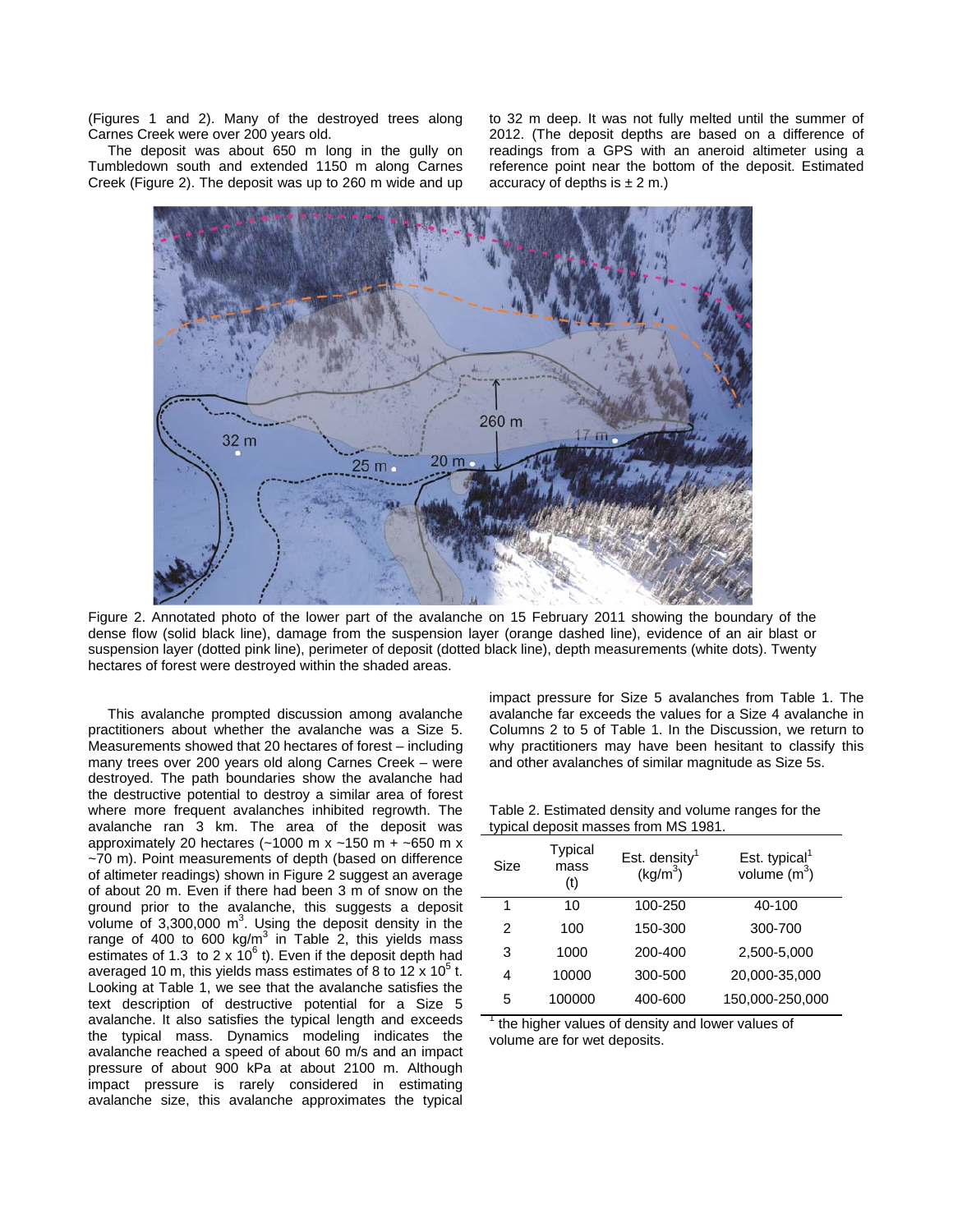(Figures 1 and 2). Many of the destroyed trees along Carnes Creek were over 200 years old.

The deposit was about 650 m long in the gully on Tumbledown south and extended 1150 m along Carnes Creek (Figure 2). The deposit was up to 260 m wide and up to 32 m deep. It was not fully melted until the summer of 2012. (The deposit depths are based on a difference of readings from a GPS with an aneroid altimeter using a reference point near the bottom of the deposit. Estimated accuracy of depths is ± 2 m.)

Figure 2. Annotated photo of the lower part of the avalanche on 15 February 2011 showing the boundary of the dense flow (solid black line), damage from the suspension layer (orange dashed line), evidence of an air blast or suspension layer (dotted pink line), perimeter of deposit (dotted black line), depth measurements (white dots). Twenty hectares of forest were destroyed within the shaded areas.

This avalanche prompted discussion among avalanche practitioners about whether the avalanche was a Size 5. Measurements showed that 20 hectares of forest – including many trees over 200 years old along Carnes Creek – were destroyed. The path boundaries show the avalanche had the destructive potential to destroy a similar area of forest where more frequent avalanches inhibited regrowth. The avalanche ran 3 km. The area of the deposit was approximately 20 hectares (~1000 m x ~150 m + ~650 m x ~70 m). Point measurements of depth (based on difference of altimeter readings) shown in Figure 2 suggest an average of about 20 m. Even if there had been 3 m of snow on the ground prior to the avalanche, this suggests a deposit volume of 3,300,000 $m^3$. Using the deposit density in the range of 400 to 600 $kg/m^3$ in Table 2, this yields mass estimates of 1.3 to 2 x $10^6$ t). Even if the deposit depth had averaged 10 m, this yields mass estimates of 8 to 12 x $10^5$ t. Looking at Table 1, we see that the avalanche satisfies the text description of destructive potential for a Size 5 avalanche. It also satisfies the typical length and exceeds the typical mass. Dynamics modeling indicates the avalanche reached a speed of about 60 m/s and an impact pressure of about 900 kPa at about 2100 m. Although impact pressure is rarely considered in estimating avalanche size, this avalanche approximates the typical impact pressure for Size 5 avalanches from Table 1. The avalanche far exceeds the values for a Size 4 avalanche in Columns 2 to 5 of Table 1. In the Discussion, we return to why practitioners may have been hesitant to classify this and other avalanches of similar magnitude as Size 5s.

Table 2. Estimated density and volume ranges for the typical deposit masses from MS 1981.

| Size | Typical mass (t) | Est. density[1] ($kg/m^3$) | Est. typical[1] volume ($m^3$) |
|---|---|---|---|
| 1 | 10 | 100-250 | 40-100 |
| 2 | 100 | 150-300 | 300-700 |
| 3 | 1000 | 200-400 | 2,500-5,000 |
| 4 | 10000 | 300-500 | 20,000-35,000 |
| 5 | 100000 | 400-600 | 150,000-250,000 |

[1] the higher values of density and lower values of volume are for wet deposits.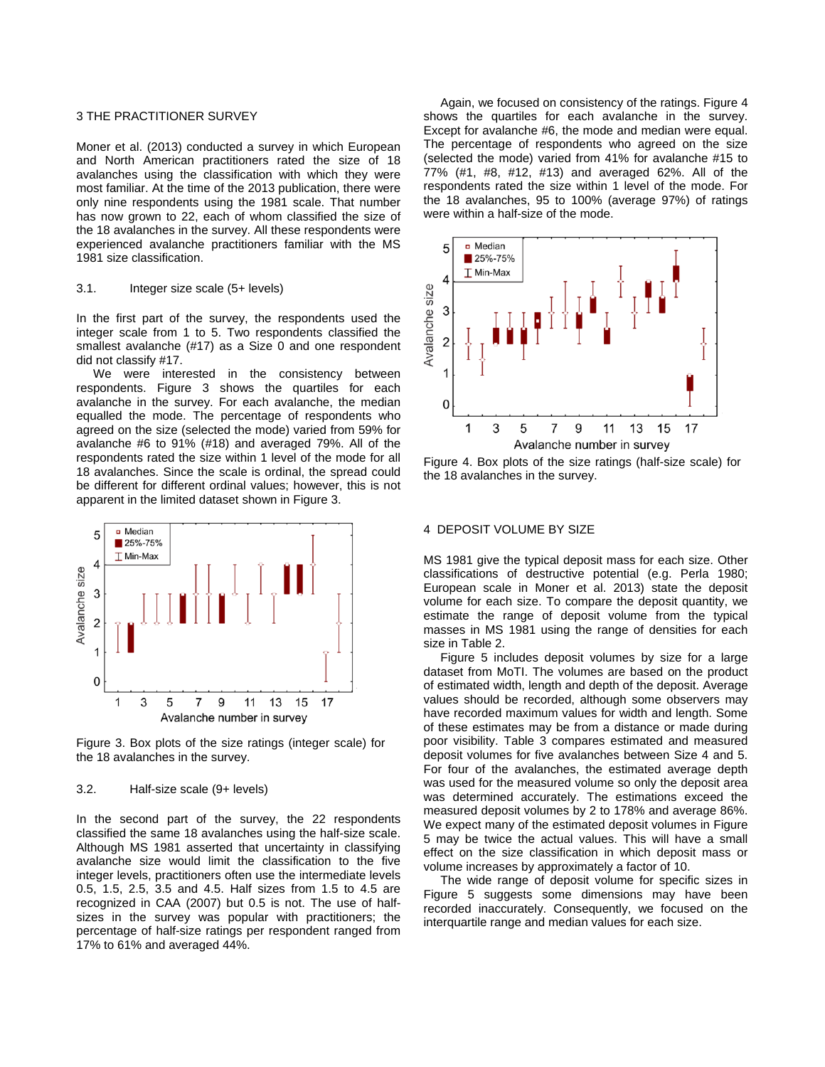## 3 THE PRACTITIONER SURVEY

Moner et al. (2013) conducted a survey in which European and North American practitioners rated the size of 18 avalanches using the classification with which they were most familiar. At the time of the 2013 publication, there were only nine respondents using the 1981 scale. That number has now grown to 22, each of whom classified the size of the 18 avalanches in the survey. All these respondents were experienced avalanche practitioners familiar with the MS 1981 size classification.

### 3.1. Integer size scale (5+ levels)

In the first part of the survey, the respondents used the integer scale from 1 to 5. Two respondents classified the smallest avalanche (#17) as a Size 0 and one respondent did not classify #17.

We were interested in the consistency between respondents. Figure 3 shows the quartiles for each avalanche in the survey. For each avalanche, the median equalled the mode. The percentage of respondents who agreed on the size (selected the mode) varied from 59% for avalanche #6 to 91% (#18) and averaged 79%. All of the respondents rated the size within 1 level of the mode for all 18 avalanches. Since the scale is ordinal, the spread could be different for different ordinal values; however, this is not apparent in the limited dataset shown in Figure 3.

Figure 3. Box plots of the size ratings (integer scale) for the 18 avalanches in the survey.

### 3.2. Half-size scale (9+ levels)

In the second part of the survey, the 22 respondents classified the same 18 avalanches using the half-size scale. Although MS 1981 asserted that uncertainty in classifying avalanche size would limit the classification to the five integer levels, practitioners often use the intermediate levels 0.5, 1.5, 2.5, 3.5 and 4.5. Half sizes from 1.5 to 4.5 are recognized in CAA (2007) but 0.5 is not. The use of half-sizes in the survey was popular with practitioners; the percentage of half-size ratings per respondent ranged from 17% to 61% and averaged 44%.

Again, we focused on consistency of the ratings. Figure 4 shows the quartiles for each avalanche in the survey. Except for avalanche #6, the mode and median were equal. The percentage of respondents who agreed on the size (selected the mode) varied from 41% for avalanche #15 to 77% (#1, #8, #12, #13) and averaged 62%. All of the respondents rated the size within 1 level of the mode. For the 18 avalanches, 95 to 100% (average 97%) of ratings were within a half-size of the mode.

Figure 4. Box plots of the size ratings (half-size scale) for the 18 avalanches in the survey.

## 4 DEPOSIT VOLUME BY SIZE

MS 1981 give the typical deposit mass for each size. Other classifications of destructive potential (e.g. Perla 1980; European scale in Moner et al. 2013) state the deposit volume for each size. To compare the deposit quantity, we estimate the range of deposit volume from the typical masses in MS 1981 using the range of densities for each size in Table 2.

Figure 5 includes deposit volumes by size for a large dataset from MoTI. The volumes are based on the product of estimated width, length and depth of the deposit. Average values should be recorded, although some observers may have recorded maximum values for width and length. Some of these estimates may be from a distance or made during poor visibility. Table 3 compares estimated and measured deposit volumes for five avalanches between Size 4 and 5. For four of the avalanches, the estimated average depth was used for the measured volume so only the deposit area was determined accurately. The estimations exceed the measured deposit volumes by 2 to 178% and average 86%. We expect many of the estimated deposit volumes in Figure 5 may be twice the actual values. This will have a small effect on the size classification in which deposit mass or volume increases by approximately a factor of 10.

The wide range of deposit volume for specific sizes in Figure 5 suggests some dimensions may have been recorded inaccurately. Consequently, we focused on the interquartile range and median values for each size.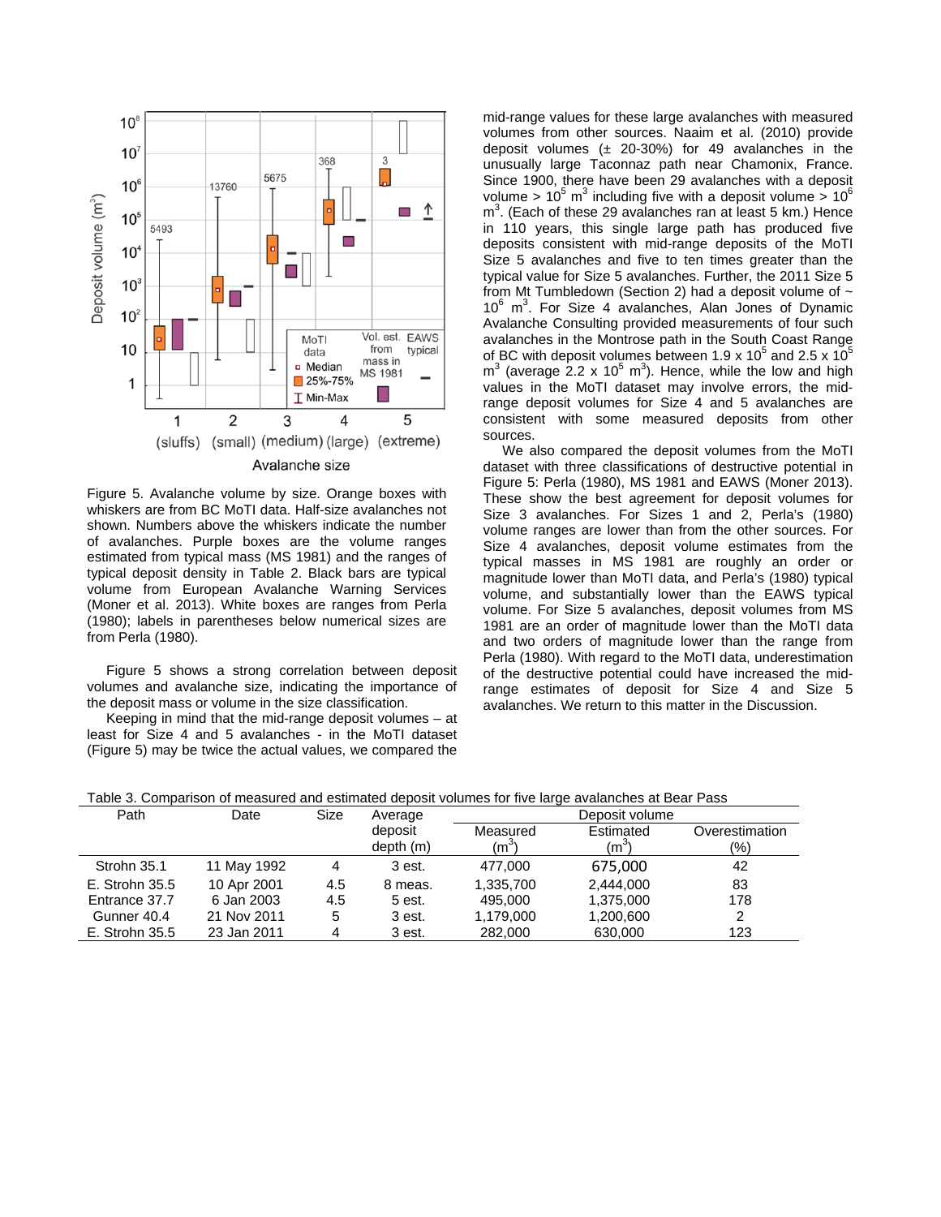Figure 5. Avalanche volume by size. Orange boxes with whiskers are from BC MoTI data. Half-size avalanches not shown. Numbers above the whiskers indicate the number of avalanches. Purple boxes are the volume ranges estimated from typical mass (MS 1981) and the ranges of typical deposit density in Table 2. Black bars are typical volume from European Avalanche Warning Services (Moner et al. 2013). White boxes are ranges from Perla (1980); labels in parentheses below numerical sizes are from Perla (1980).

Figure 5 shows a strong correlation between deposit volumes and avalanche size, indicating the importance of the deposit mass or volume in the size classification.

Keeping in mind that the mid-range deposit volumes – at least for Size 4 and 5 avalanches - in the MoTI dataset (Figure 5) may be twice the actual values, we compared the mid-range values for these large avalanches with measured volumes from other sources. Naaim et al. (2010) provide deposit volumes (± 20-30%) for 49 avalanches in the unusually large Taconnaz path near Chamonix, France. Since 1900, there have been 29 avalanches with a deposit volume > $10^5$ m$^3$ including five with a deposit volume > $10^6$ m$^3$. (Each of these 29 avalanches ran at least 5 km.) Hence in 110 years, this single large path has produced five deposits consistent with mid-range deposits of the MoTI Size 5 avalanches and five to ten times greater than the typical value for Size 5 avalanches. Further, the 2011 Size 5 from Mt Tumbledown (Section 2) had a deposit volume of ~ $10^6$ m$^3$. For Size 4 avalanches, Alan Jones of Dynamic Avalanche Consulting provided measurements of four such avalanches in the Montrose path in the South Coast Range of BC with deposit volumes between 1.9 x $10^5$ and 2.5 x $10^5$ m$^3$ (average 2.2 x $10^5$ m$^3$). Hence, while the low and high values in the MoTI dataset may involve errors, the mid-range deposit volumes for Size 4 and 5 avalanches are consistent with some measured deposits from other sources.

We also compared the deposit volumes from the MoTI dataset with three classifications of destructive potential in Figure 5: Perla (1980), MS 1981 and EAWS (Moner 2013). These show the best agreement for deposit volumes for Size 3 avalanches. For Sizes 1 and 2, Perla's (1980) volume ranges are lower than from the other sources. For Size 4 avalanches, deposit volume estimates from the typical masses in MS 1981 are roughly an order or magnitude lower than MoTI data, and Perla's (1980) typical volume, and substantially lower than the EAWS typical volume. For Size 5 avalanches, deposit volumes from MS 1981 are an order of magnitude lower than the MoTI data and two orders of magnitude lower than the range from Perla (1980). With regard to the MoTI data, underestimation of the destructive potential could have increased the mid-range estimates of deposit for Size 4 and Size 5 avalanches. We return to this matter in the Discussion.

Table 3. Comparison of measured and estimated deposit volumes for five large avalanches at Bear Pass

| Path | Date | Size | Average deposit depth (m) | Deposit volume | | |
|---|---|---|---|---|---|---|
| | | | | Measured (m$^3$) | Estimated (m$^3$) | Overestimation (%) |
| Strohn 35.1 | 11 May 1992 | 4 | 3 est. | 477,000 | 675,000 | 42 |
| E. Strohn 35.5 | 10 Apr 2001 | 4.5 | 8 meas. | 1,335,700 | 2,444,000 | 83 |
| Entrance 37.7 | 6 Jan 2003 | 4.5 | 5 est. | 495,000 | 1,375,000 | 178 |
| Gunner 40.4 | 21 Nov 2011 | 5 | 3 est. | 1,179,000 | 1,200,600 | 2 |
| E. Strohn 35.5 | 23 Jan 2011 | 4 | 3 est. | 282,000 | 630,000 | 123 |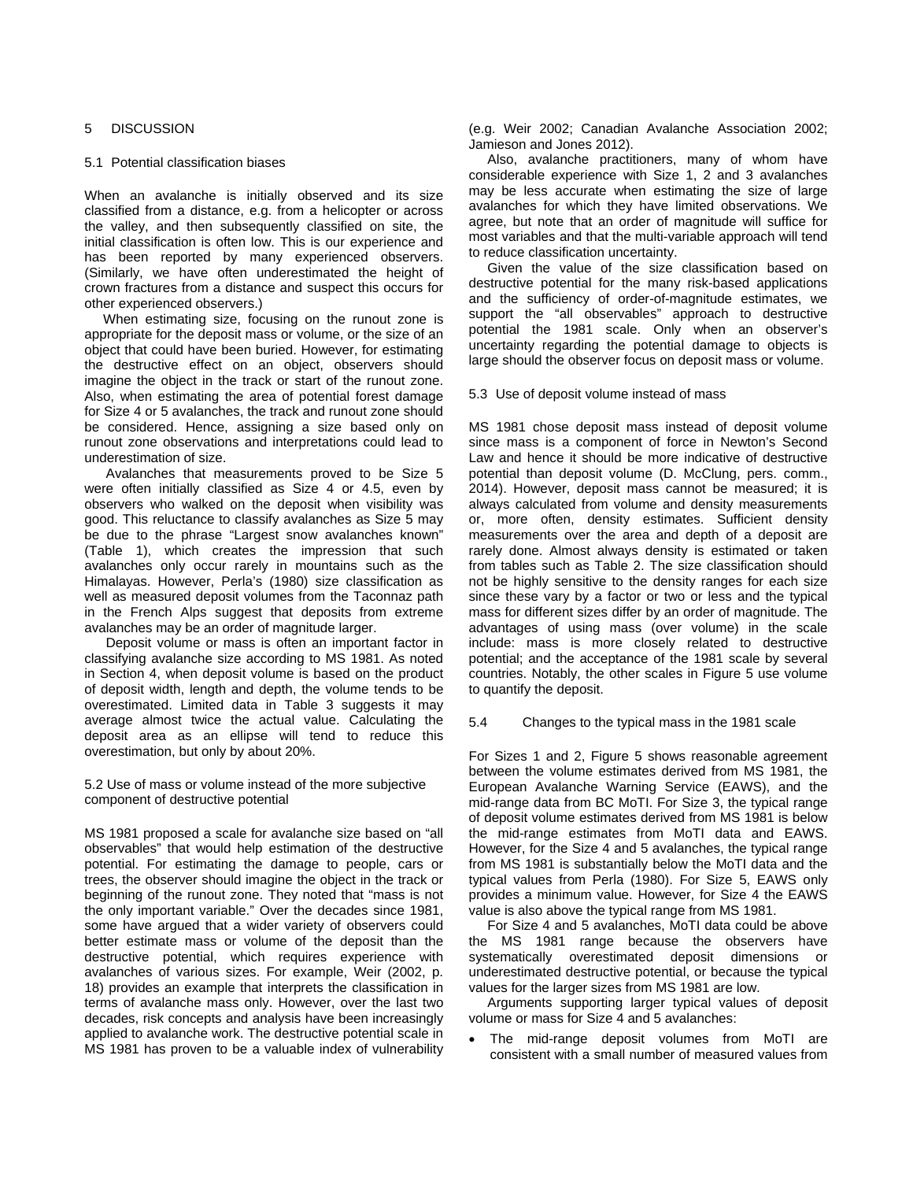## 5 DISCUSSION

### 5.1 Potential classification biases

When an avalanche is initially observed and its size classified from a distance, e.g. from a helicopter or across the valley, and then subsequently classified on site, the initial classification is often low. This is our experience and has been reported by many experienced observers. (Similarly, we have often underestimated the height of crown fractures from a distance and suspect this occurs for other experienced observers.)

When estimating size, focusing on the runout zone is appropriate for the deposit mass or volume, or the size of an object that could have been buried. However, for estimating the destructive effect on an object, observers should imagine the object in the track or start of the runout zone. Also, when estimating the area of potential forest damage for Size 4 or 5 avalanches, the track and runout zone should be considered. Hence, assigning a size based only on runout zone observations and interpretations could lead to underestimation of size.

Avalanches that measurements proved to be Size 5 were often initially classified as Size 4 or 4.5, even by observers who walked on the deposit when visibility was good. This reluctance to classify avalanches as Size 5 may be due to the phrase "Largest snow avalanches known" (Table 1), which creates the impression that such avalanches only occur rarely in mountains such as the Himalayas. However, Perla's (1980) size classification as well as measured deposit volumes from the Taconnaz path in the French Alps suggest that deposits from extreme avalanches may be an order of magnitude larger.

Deposit volume or mass is often an important factor in classifying avalanche size according to MS 1981. As noted in Section 4, when deposit volume is based on the product of deposit width, length and depth, the volume tends to be overestimated. Limited data in Table 3 suggests it may average almost twice the actual value. Calculating the deposit area as an ellipse will tend to reduce this overestimation, but only by about 20%.

### 5.2 Use of mass or volume instead of the more subjective component of destructive potential

MS 1981 proposed a scale for avalanche size based on "all observables" that would help estimation of the destructive potential. For estimating the damage to people, cars or trees, the observer should imagine the object in the track or beginning of the runout zone. They noted that "mass is not the only important variable." Over the decades since 1981, some have argued that a wider variety of observers could better estimate mass or volume of the deposit than the destructive potential, which requires experience with avalanches of various sizes. For example, Weir (2002, p. 18) provides an example that interprets the classification in terms of avalanche mass only. However, over the last two decades, risk concepts and analysis have been increasingly applied to avalanche work. The destructive potential scale in MS 1981 has proven to be a valuable index of vulnerability (e.g. Weir 2002; Canadian Avalanche Association 2002; Jamieson and Jones 2012).

Also, avalanche practitioners, many of whom have considerable experience with Size 1, 2 and 3 avalanches may be less accurate when estimating the size of large avalanches for which they have limited observations. We agree, but note that an order of magnitude will suffice for most variables and that the multi-variable approach will tend to reduce classification uncertainty.

Given the value of the size classification based on destructive potential for the many risk-based applications and the sufficiency of order-of-magnitude estimates, we support the "all observables" approach to classify destructive potential the 1981 scale. Only when an observer's uncertainty regarding the potential damage to objects is large should the observer focus on deposit mass or volume.

### 5.3 Use of deposit volume instead of mass

MS 1981 chose deposit mass instead of deposit volume since mass is a component of force in Newton's Second Law and hence it should be more indicative of destructive potential than deposit volume (D. McClung, pers. comm., 2014). However, deposit mass cannot be measured; it is always calculated from volume and density measurements or, more often, density estimates. Sufficient density measurements over the area and depth of a deposit are rarely done. Almost always density is estimated or taken from tables such as Table 2. The size classification should not be highly sensitive to the density ranges for each size since these vary by a factor or two or less and the typical mass for different sizes differ by an order of magnitude. The advantages of using mass (over volume) in the scale include: mass is more closely related to destructive potential; and the acceptance of the 1981 scale by several countries. Notably, the other scales in Figure 5 use volume to quantify the deposit.

### 5.4 Changes to the typical mass in the 1981 scale

For Sizes 1 and 2, Figure 5 shows reasonable agreement between the volume estimates derived from MS 1981, the European Avalanche Warning Service (EAWS), and the mid-range data from BC MoTI. For Size 3, the typical range of deposit volume estimates derived from MS 1981 is below the mid-range estimates from MoTI data and EAWS. However, for the Size 4 and 5 avalanches, the typical range from MS 1981 is substantially below the MoTI data and the typical values from Perla (1980). For Size 5, EAWS only provides a minimum value. However, for Size 4 the EAWS value is also above the typical range from MS 1981.

For Size 4 and 5 avalanches, MoTI data could be above the MS 1981 range because the observers have systematically overestimated deposit dimensions or underestimated destructive potential, or because the typical values for the larger sizes from MS 1981 are low.

Arguments supporting larger typical values of deposit volume or mass for Size 4 and 5 avalanches:

- The mid-range deposit volumes from MoTI are consistent with a small number of measured values from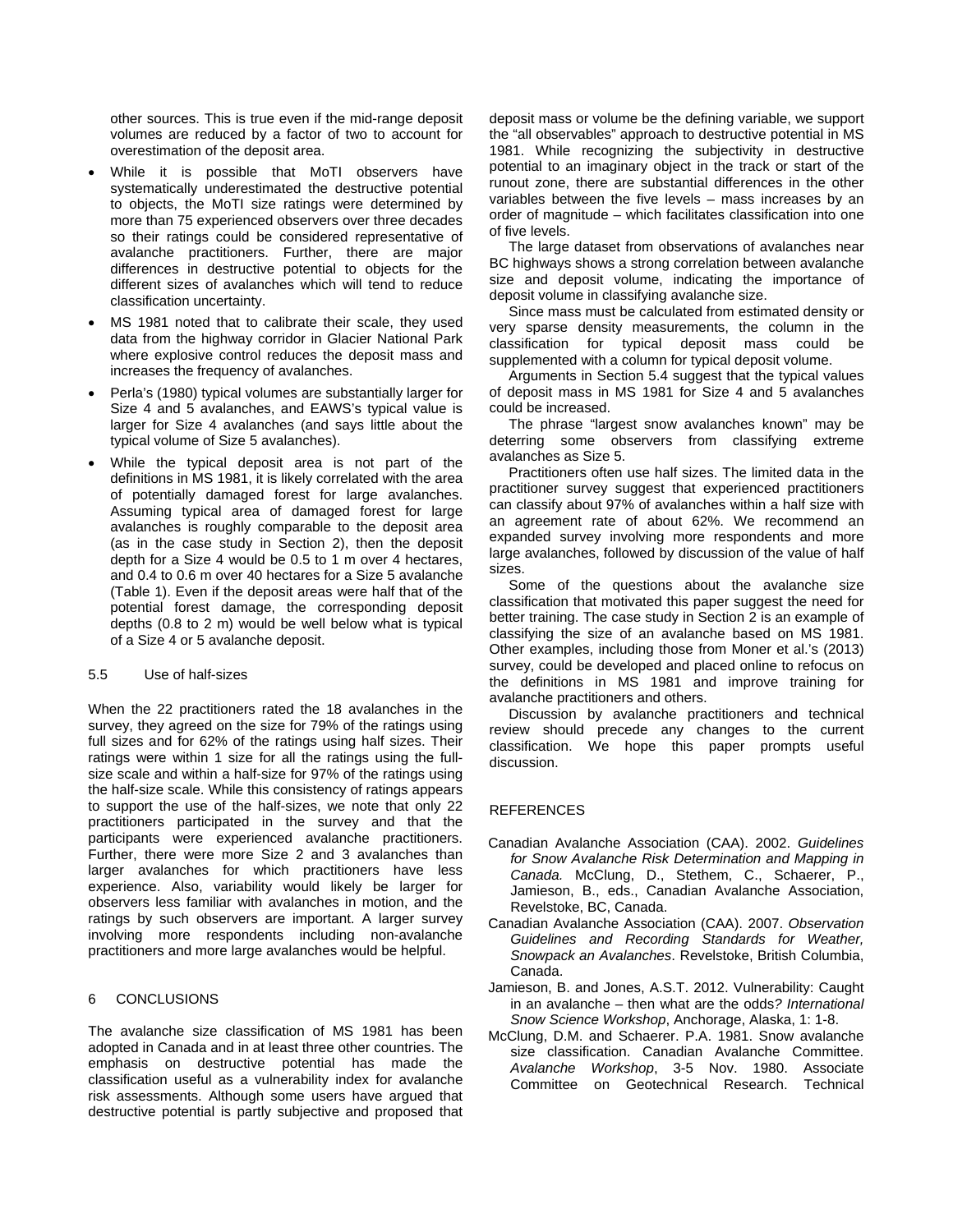other sources. This is true even if the mid-range deposit volumes are reduced by a factor of two to account for overestimation of the deposit area.

- While it is possible that MoTI observers have systematically underestimated the destructive potential to objects, the MoTI size ratings were determined by more than 75 experienced observers over three decades so their ratings could be considered representative of avalanche practitioners. Further, there are major differences in destructive potential to objects for the different sizes of avalanches which will tend to reduce classification uncertainty.
- MS 1981 noted that to calibrate their scale, they used data from the highway corridor in Glacier National Park where explosive control reduces the deposit mass and increases the frequency of avalanches.
- Perla's (1980) typical volumes are substantially larger for Size 4 and 5 avalanches, and EAWS's typical value is larger for Size 4 avalanches (and says little about the typical volume of Size 5 avalanches).
- While the typical deposit area is not part of the definitions in MS 1981, it is likely correlated with the area of potentially damaged forest for large avalanches. Assuming typical area of damaged forest for large avalanches is roughly comparable to the deposit area (as in the case study in Section 2), then the deposit depth for a Size 4 would be 0.5 to 1 m over 4 hectares, and 0.4 to 0.6 m over 40 hectares for a Size 5 avalanche (Table 1). Even if the deposit areas were half that of the potential forest damage, the corresponding deposit depths (0.8 to 2 m) would be well below what is typical of a Size 4 or 5 avalanche deposit.

### 5.5 Use of half-sizes

When the 22 practitioners rated the 18 avalanches in the survey, they agreed on the size for 79% of the ratings using full sizes and for 62% of the ratings using half sizes. Their ratings were within 1 size for all the ratings using the full-size scale and within a half-size for 97% of the ratings using the half-size scale. While this consistency of ratings appears to support the use of the half-sizes, we note that only 22 practitioners participated in the survey and that the participants were experienced avalanche practitioners. Further, there were more Size 2 and 3 avalanches than larger avalanches for which practitioners have less experience. Also, variability would likely be larger for observers less familiar with avalanches in motion, and the ratings by such observers are important. A larger survey involving more respondents including non-avalanche practitioners and more large avalanches would be helpful.

## 6 CONCLUSIONS

The avalanche size classification of MS 1981 has been adopted in Canada and in at least three other countries. The emphasis on destructive potential has made the classification useful as a vulnerability index for avalanche risk assessments. Although some users have argued that destructive potential is partly subjective and proposed that deposit mass or volume be the defining variable, we support the "all observables" approach to destructive potential in MS 1981. While recognizing the subjectivity in destructive potential to an imaginary object in the track or start of the runout zone, there are substantial differences in the other variables between the five levels – mass increases by an order of magnitude – which facilitates classification into one of five levels.

The large dataset from observations of avalanches near BC highways shows a strong correlation between avalanche size and deposit volume, indicating the importance of deposit volume in classifying avalanche size.

Since mass must be calculated from estimated density or very sparse density measurements, the column in the classification for typical deposit mass could be supplemented with a column for typical deposit volume.

Arguments in Section 5.4 suggest that the typical values of deposit mass in MS 1981 for Size 4 and 5 avalanches could be increased.

The phrase "largest snow avalanches known" may be deterring some observers from classifying extreme avalanches as Size 5.

Practitioners often use half sizes. The limited data in the practitioner survey suggest that experienced practitioners can classify about 97% of avalanches within a half size with an agreement rate of about 62%. We recommend an expanded survey involving more respondents and more large avalanches, followed by discussion of the value of half sizes.

Some of the questions about the avalanche size classification that motivated this paper suggest the need for better training. The case study in Section 2 is an example of classifying the size of an avalanche based on MS 1981. Other examples, including those from Moner et al.'s (2013) survey, could be developed and placed online to refocus on the definitions in MS 1981 and improve training for avalanche practitioners and others.

Discussion by avalanche practitioners and technical review should precede any changes to the current classification. We hope this paper prompts useful discussion.

## REFERENCES

Canadian Avalanche Association (CAA). 2002. *Guidelines for Snow Avalanche Risk Determination and Mapping in Canada.* McClung, D., Stethem, C., Schaerer, P., Jamieson, B., eds., Canadian Avalanche Association, Revelstoke, BC, Canada.

Canadian Avalanche Association (CAA). 2007. *Observation Guidelines and Recording Standards for Weather, Snowpack an Avalanches*. Revelstoke, British Columbia, Canada.

Jamieson, B. and Jones, A.S.T. 2012. Vulnerability: Caught in an avalanche – then what are the odds? *International Snow Science Workshop*, Anchorage, Alaska, 1: 1-8.

McClung, D.M. and Schaerer. P.A. 1981. Snow avalanche size classification. Canadian Avalanche Committee. *Avalanche Workshop*, 3-5 Nov. 1980. Associate Committee on Geotechnical Research. Technical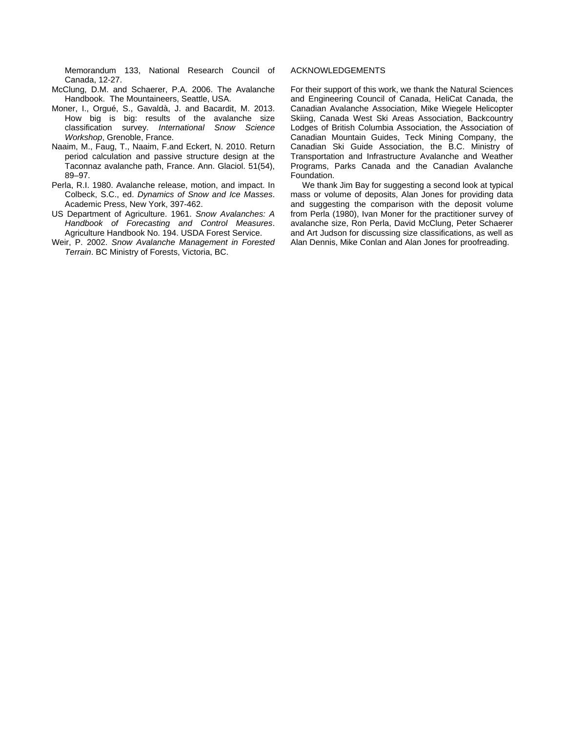Memorandum 133, National Research Council of Canada, 12-27.

McClung, D.M. and Schaerer, P.A. 2006. The Avalanche Handbook. The Mountaineers, Seattle, USA.

Moner, I., Orgué, S., Gavaldà, J. and Bacardit, M. 2013. How big is big: results of the avalanche size classification survey. *International Snow Science Workshop*, Grenoble, France.

Naaim, M., Faug, T., Naaim, F.and Eckert, N. 2010. Return period calculation and passive structure design at the Taconnaz avalanche path, France. Ann. Glaciol. 51(54), 89–97.

Perla, R.I. 1980. Avalanche release, motion, and impact. In Colbeck, S.C., ed. *Dynamics of Snow and Ice Masses*. Academic Press, New York, 397-462.

US Department of Agriculture. 1961. *Snow Avalanches: A Handbook of Forecasting and Control Measures*. Agriculture Handbook No. 194. USDA Forest Service.

Weir, P. 2002. *Snow Avalanche Management in Forested Terrain*. BC Ministry of Forests, Victoria, BC.

## ACKNOWLEDGEMENTS

For their support of this work, we thank the Natural Sciences and Engineering Council of Canada, HeliCat Canada, the Canadian Avalanche Association, Mike Wiegele Helicopter Skiing, Canada West Ski Areas Association, Backcountry Lodges of British Columbia Association, the Association of Canadian Mountain Guides, Teck Mining Company, the Canadian Ski Guide Association, the B.C. Ministry of Transportation and Infrastructure Avalanche and Weather Programs, Parks Canada and the Canadian Avalanche Foundation.

We thank Jim Bay for suggesting a second look at typical mass or volume of deposits, Alan Jones for providing data and suggesting the comparison with the deposit volume from Perla (1980), Ivan Moner for the practitioner survey of avalanche size, Ron Perla, David McClung, Peter Schaerer and Art Judson for discussing size classifications, as well as Alan Dennis, Mike Conlan and Alan Jones for proofreading.